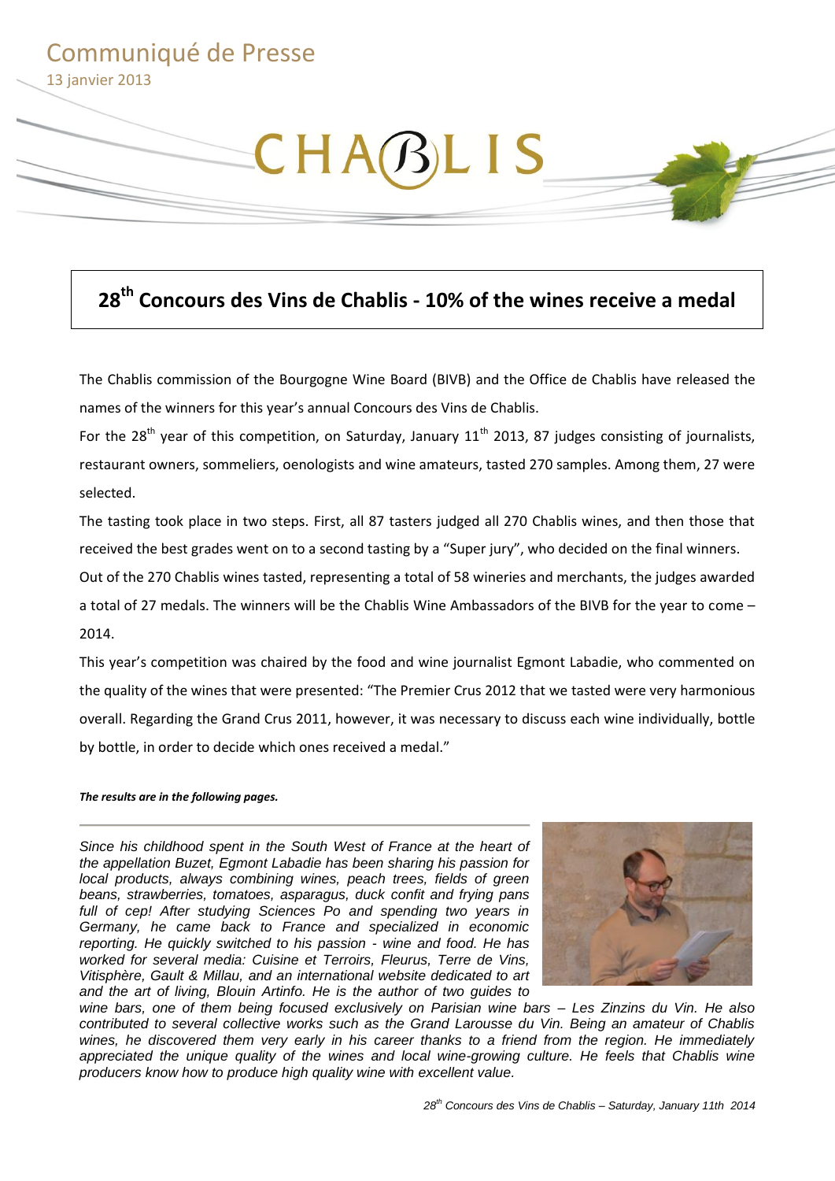Communiqué de Presse

13 janvier 2013

CHABLIS

# 28th Concours des Vins de Chablis - 10% of the wines receive a medal

The Chablis commission of the Bourgogne Wine Board (BIVB) and the Office de Chablis have released the names of the winners for this year's annual Concours des Vins de Chablis.

For the 28th year of this competition, on Saturday, January 11th 2013, 87 judges consisting of journalists, restaurant owners, sommeliers, oenologists and wine amateurs, tasted 270 samples. Among them, 27 were selected.

The tasting took place in two steps. First, all 87 tasters judged all 270 Chablis wines, and then those that received the best grades went on to a second tasting by a "Super jury", who decided on the final winners.

Out of the 270 Chablis wines tasted, representing a total of 58 wineries and merchants, the judges awarded a total of 27 medals. The winners will be the Chablis Wine Ambassadors of the BIVB for the year to come – 2014.

This year's competition was chaired by the food and wine journalist Egmont Labadie, who commented on the quality of the wines that were presented: "The Premier Crus 2012 that we tasted were very harmonious overall. Regarding the Grand Crus 2011, however, it was necessary to discuss each wine individually, bottle by bottle, in order to decide which ones received a medal."

***The results are in the following pages.***

*Since his childhood spent in the South West of France at the heart of the appellation Buzet, Egmont Labadie has been sharing his passion for local products, always combining wines, peach trees, fields of green beans, strawberries, tomatoes, asparagus, duck confit and frying pans full of cep! After studying Sciences Po and spending two years in Germany, he came back to France and specialized in economic reporting. He quickly switched to his passion - wine and food. He has worked for several media: Cuisine et Terroirs, Fleurus, Terre de Vins, Vitisphère, Gault & Millau, and an international website dedicated to art and the art of living, Blouin Artinfo. He is the author of two guides to wine bars, one of them being focused exclusively on Parisian wine bars – Les Zinzins du Vin. He also contributed to several collective works such as the Grand Larousse du Vin. Being an amateur of Chablis wines, he discovered them very early in his career thanks to a friend from the region. He immediately appreciated the unique quality of the wines and local wine-growing culture. He feels that Chablis wine producers know how to produce high quality wine with excellent value.*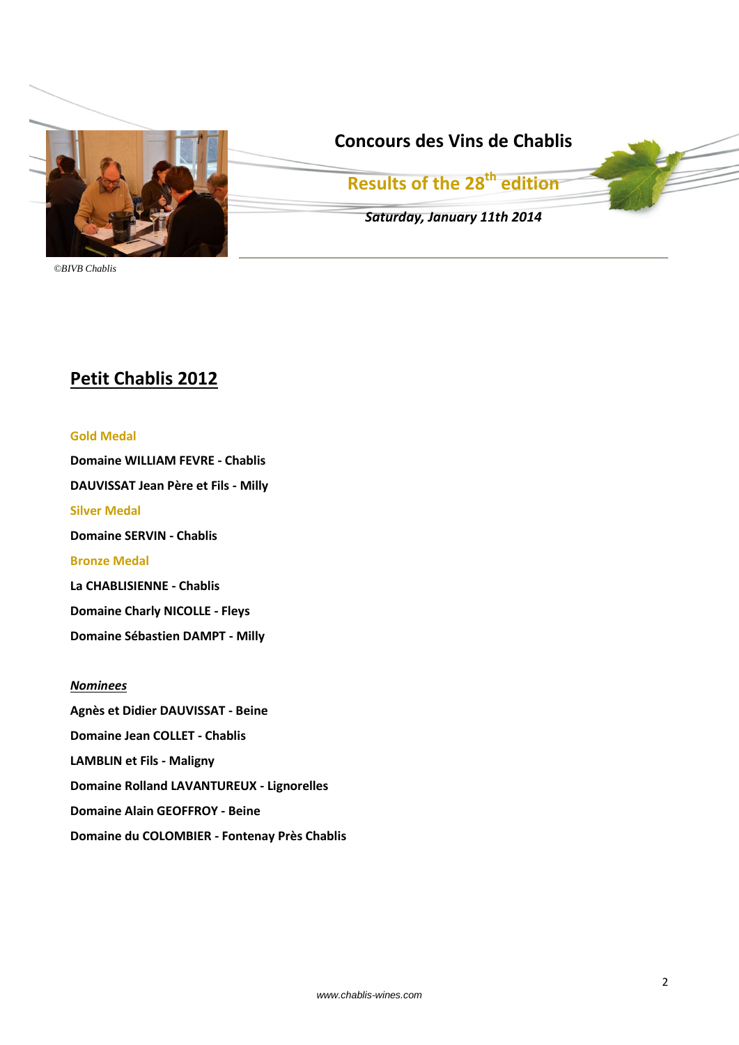©BIVB Chablis

# Concours des Vins de Chablis

## Results of the 28th edition

***Saturday, January 11th 2014***

## Petit Chablis 2012

**Gold Medal**

**Domaine WILLIAM FEVRE - Chablis**

**DAUVISSAT Jean Père et Fils - Milly**

**Silver Medal**

**Domaine SERVIN - Chablis**

**Bronze Medal**

**La CHABLISIENNE - Chablis**

**Domaine Charly NICOLLE - Fleys**

**Domaine Sébastien DAMPT - Milly**

***Nominees***

**Agnès et Didier DAUVISSAT - Beine**

**Domaine Jean COLLET - Chablis**

**LAMBLIN et Fils - Maligny**

**Domaine Rolland LAVANTUREUX - Lignorelles**

**Domaine Alain GEOFFROY - Beine**

**Domaine du COLOMBIER - Fontenay Près Chablis**

www.chablis-wines.com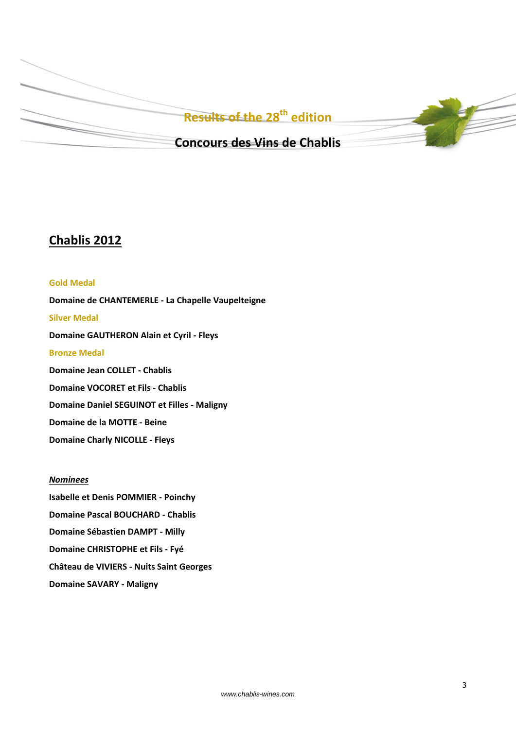# Results of the 28th edition

# Concours des Vins de Chablis

## Chablis 2012

**Gold Medal**

**Domaine de CHANTEMERLE - La Chapelle Vaupelteigne**

**Silver Medal**

**Domaine GAUTHERON Alain et Cyril - Fleys**

**Bronze Medal**

**Domaine Jean COLLET - Chablis**

**Domaine VOCORET et Fils - Chablis**

**Domaine Daniel SEGUINOT et Filles - Maligny**

**Domaine de la MOTTE - Beine**

**Domaine Charly NICOLLE - Fleys**

***Nominees***

**Isabelle et Denis POMMIER - Poinchy**

**Domaine Pascal BOUCHARD - Chablis**

**Domaine Sébastien DAMPT - Milly**

**Domaine CHRISTOPHE et Fils - Fyé**

**Château de VIVIERS - Nuits Saint Georges**

**Domaine SAVARY - Maligny**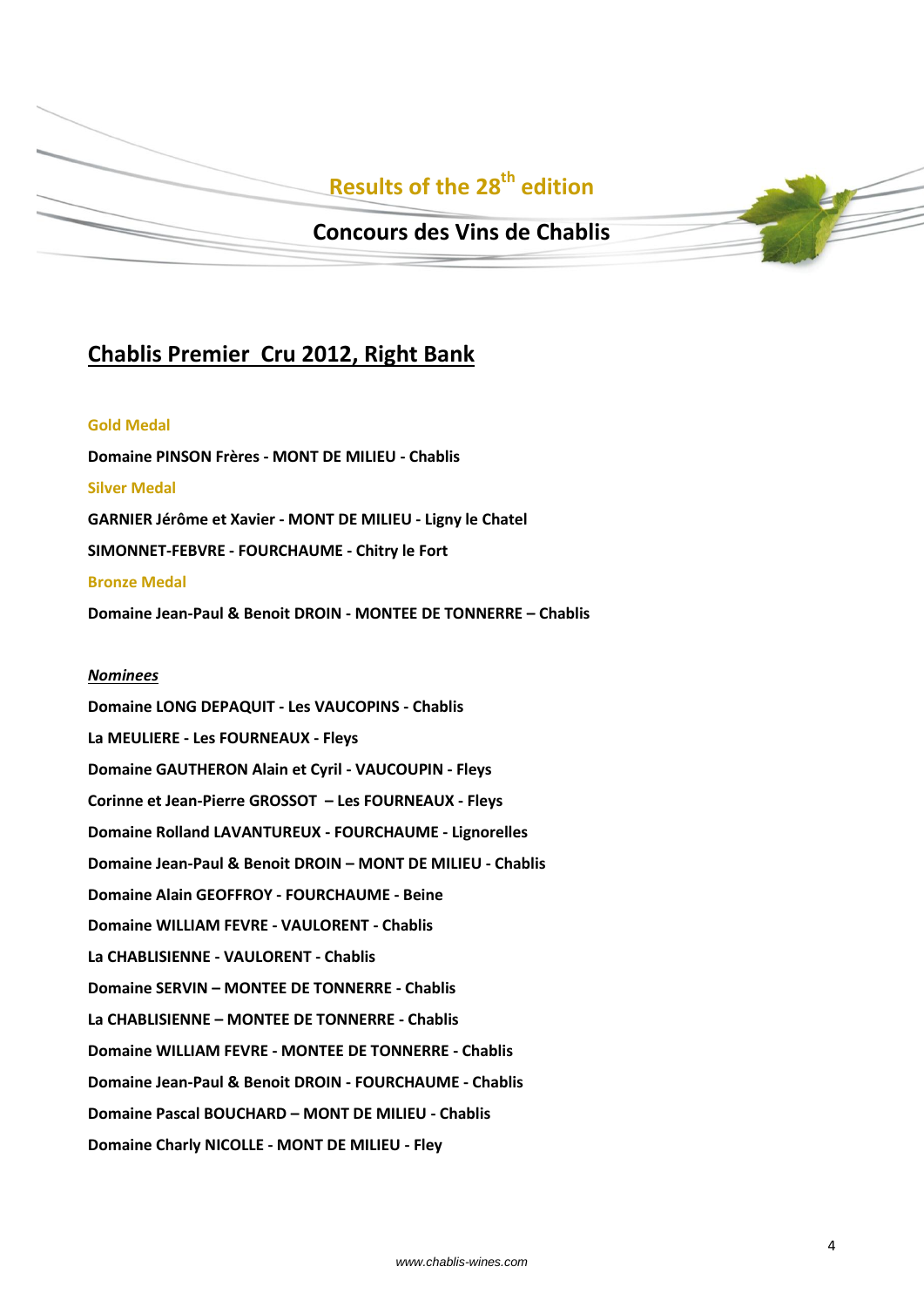## Results of the 28th edition

## Concours des Vins de Chablis

## Chablis Premier Cru 2012, Right Bank

**Gold Medal**

**Domaine PINSON Frères - MONT DE MILIEU - Chablis**

**Silver Medal**

**GARNIER Jérôme et Xavier - MONT DE MILIEU - Ligny le Chatel**

**SIMONNET-FEBVRE - FOURCHAUME - Chitry le Fort**

**Bronze Medal**

**Domaine Jean-Paul & Benoit DROIN - MONTEE DE TONNERRE – Chablis**

***Nominees***

**Domaine LONG DEPAQUIT - Les VAUCOPINS - Chablis**

**La MEULIERE - Les FOURNEAUX - Fleys**

**Domaine GAUTHERON Alain et Cyril - VAUCOUPIN - Fleys**

**Corinne et Jean-Pierre GROSSOT – Les FOURNEAUX - Fleys**

**Domaine Rolland LAVANTUREUX - FOURCHAUME - Lignorelles**

**Domaine Jean-Paul & Benoit DROIN – MONT DE MILIEU - Chablis**

**Domaine Alain GEOFFROY - FOURCHAUME - Beine**

**Domaine WILLIAM FEVRE - VAULORENT - Chablis**

**La CHABLISIENNE - VAULORENT - Chablis**

**Domaine SERVIN – MONTEE DE TONNERRE - Chablis**

**La CHABLISIENNE – MONTEE DE TONNERRE - Chablis**

**Domaine WILLIAM FEVRE - MONTEE DE TONNERRE - Chablis**

**Domaine Jean-Paul & Benoit DROIN - FOURCHAUME - Chablis**

**Domaine Pascal BOUCHARD – MONT DE MILIEU - Chablis**

**Domaine Charly NICOLLE - MONT DE MILIEU - Fley**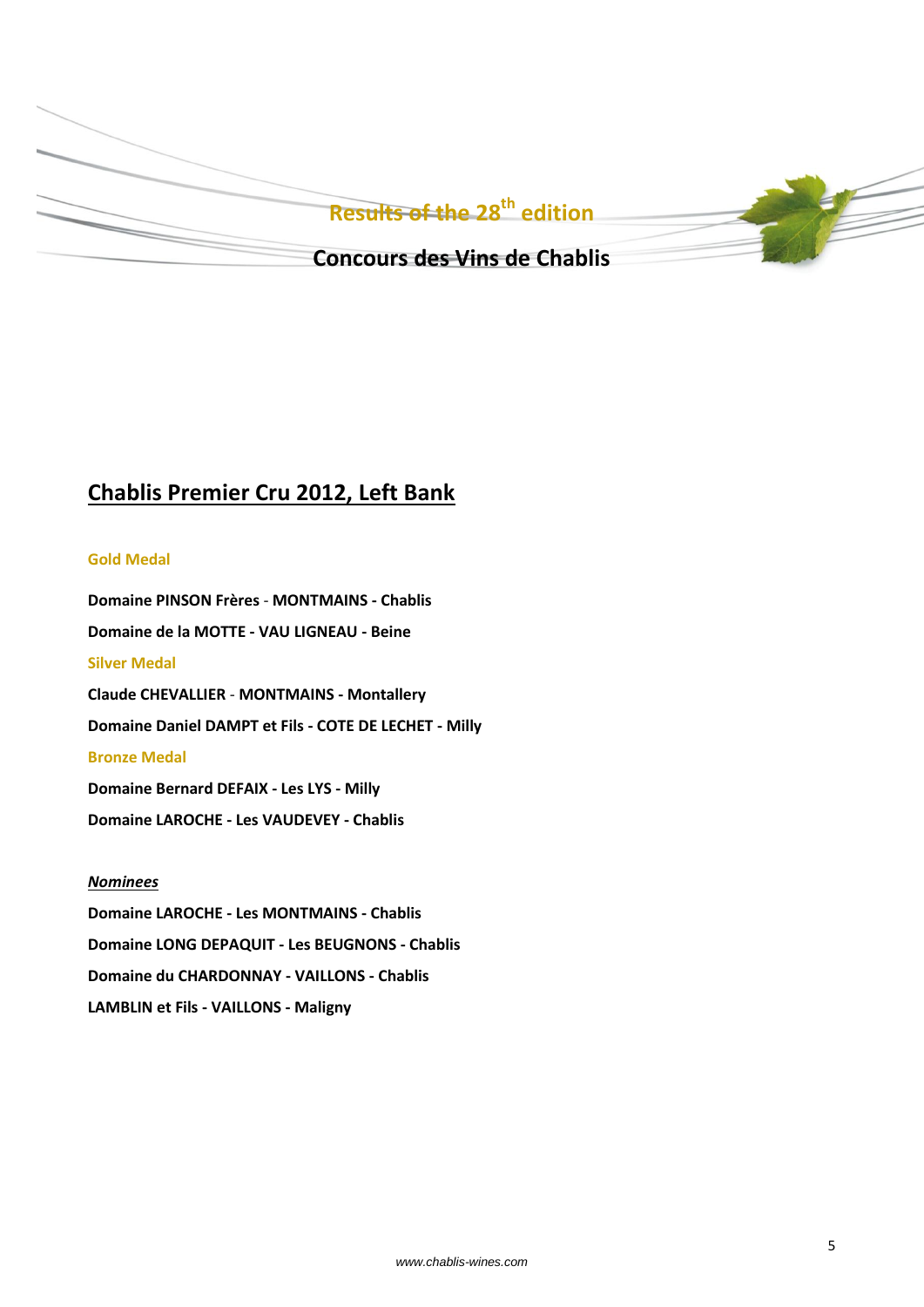# Results of the 28th edition

# Concours des Vins de Chablis

## Chablis Premier Cru 2012, Left Bank

### Gold Medal

**Domaine PINSON Frères - MONTMAINS - Chablis**

**Domaine de la MOTTE - VAU LIGNEAU - Beine**

### Silver Medal

**Claude CHEVALLIER - MONTMAINS - Montallery**

**Domaine Daniel DAMPT et Fils - COTE DE LECHET - Milly**

### Bronze Medal

**Domaine Bernard DEFAIX - Les LYS - Milly**

**Domaine LAROCHE - Les VAUDEVEY - Chablis**

***Nominees***

**Domaine LAROCHE - Les MONTMAINS - Chablis**

**Domaine LONG DEPAQUIT - Les BEUGNONS - Chablis**

**Domaine du CHARDONNAY - VAILLONS - Chablis**

**LAMBLIN et Fils - VAILLONS - Maligny**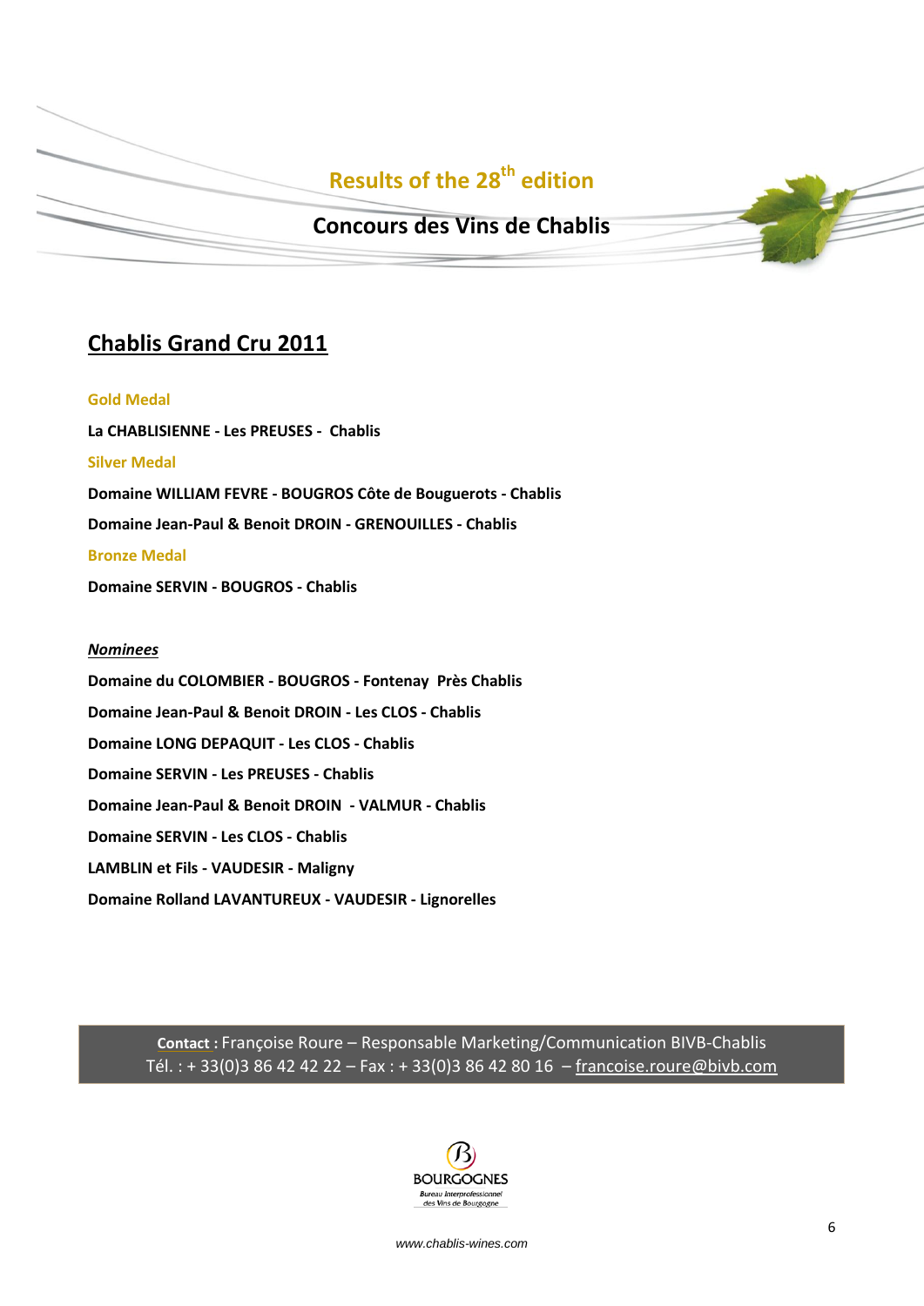# Results of the 28th edition

## Concours des Vins de Chablis

## Chablis Grand Cru 2011

**Gold Medal**

**La CHABLISIENNE - Les PREUSES - Chablis**

**Silver Medal**

**Domaine WILLIAM FEVRE - BOUGROS Côte de Bouguerots - Chablis**

**Domaine Jean-Paul & Benoit DROIN - GRENOUILLES - Chablis**

**Bronze Medal**

**Domaine SERVIN - BOUGROS - Chablis**

***Nominees***

**Domaine du COLOMBIER - BOUGROS - Fontenay Près Chablis**

**Domaine Jean-Paul & Benoit DROIN - Les CLOS - Chablis**

**Domaine LONG DEPAQUIT - Les CLOS - Chablis**

**Domaine SERVIN - Les PREUSES - Chablis**

**Domaine Jean-Paul & Benoit DROIN - VALMUR - Chablis**

**Domaine SERVIN - Les CLOS - Chablis**

**LAMBLIN et Fils - VAUDESIR - Maligny**

**Domaine Rolland LAVANTUREUX - VAUDESIR - Lignorelles**

**Contact :** Françoise Roure – Responsable Marketing/Communication BIVB-Chablis
Tél. : + 33(0)3 86 42 42 22 – Fax : + 33(0)3 86 42 80 16 – francoise.roure@bivb.com

BOURGOGNES
Bureau Interprofessionnel des Vins de Bourgogne

www.chablis-wines.com